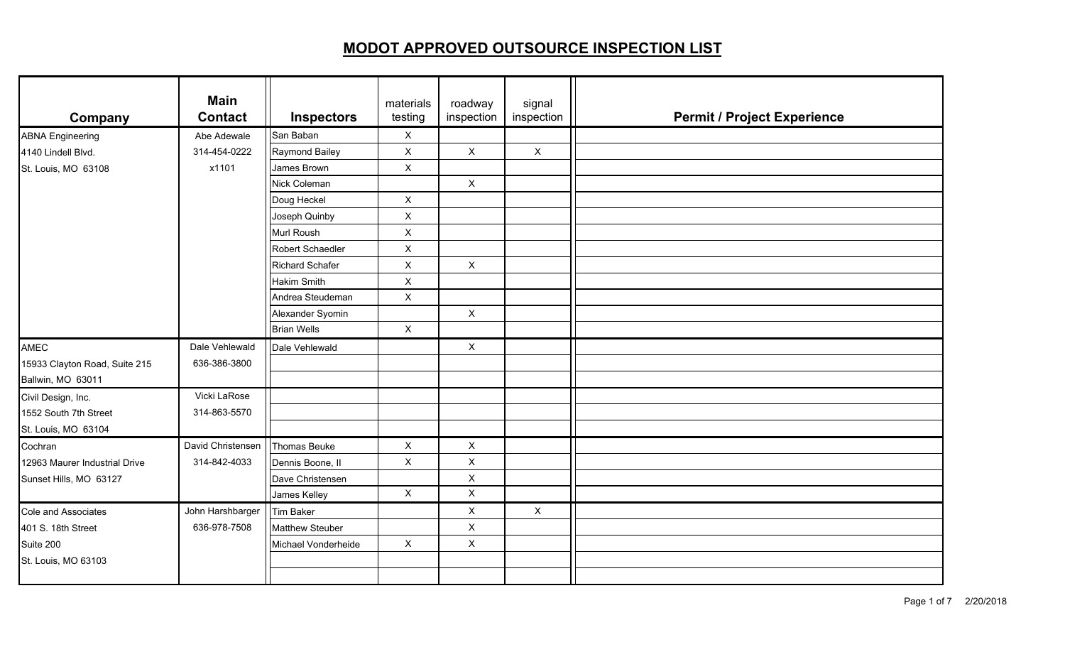# MODOT APPROVED OUTSOURCE INSPECTION LIST

| Company | Main Contact | Inspectors | materials testing | roadway inspection | signal inspection | Permit / Project Experience |
|---|---|---|---|---|---|---|
| ABNA Engineering | Abe Adewale | San Baban | X | | | |
| 4140 Lindell Blvd. | 314-454-0222 | Raymond Bailey | X | X | X | |
| St. Louis, MO 63108 | x1101 | James Brown | X | | | |
| | | Nick Coleman | | X | | |
| | | Doug Heckel | X | | | |
| | | Joseph Quinby | X | | | |
| | | Murl Roush | X | | | |
| | | Robert Schaedler | X | | | |
| | | Richard Schafer | X | X | | |
| | | Hakim Smith | X | | | |
| | | Andrea Steudeman | X | | | |
| | | Alexander Syomin | | X | | |
| | | Brian Wells | X | | | |
| AMEC | Dale Vehlewald | Dale Vehlewald | | X | | |
| 15933 Clayton Road, Suite 215 | 636-386-3800 | | | | | |
| Ballwin, MO 63011 | | | | | | |
| Civil Design, Inc. | Vicki LaRose | | | | | |
| 1552 South 7th Street | 314-863-5570 | | | | | |
| St. Louis, MO 63104 | | | | | | |
| Cochran | David Christensen | Thomas Beuke | X | X | | |
| 12963 Maurer Industrial Drive | 314-842-4033 | Dennis Boone, II | X | X | | |
| Sunset Hills, MO 63127 | | Dave Christensen | | X | | |
| | | James Kelley | X | X | | |
| Cole and Associates | John Harshbarger | Tim Baker | | X | X | |
| 401 S. 18th Street | 636-978-7508 | Matthew Steuber | | X | | |
| Suite 200 | | Michael Vonderheide | X | X | | |
| St. Louis, MO 63103 | | | | | | |
| | | | | | | |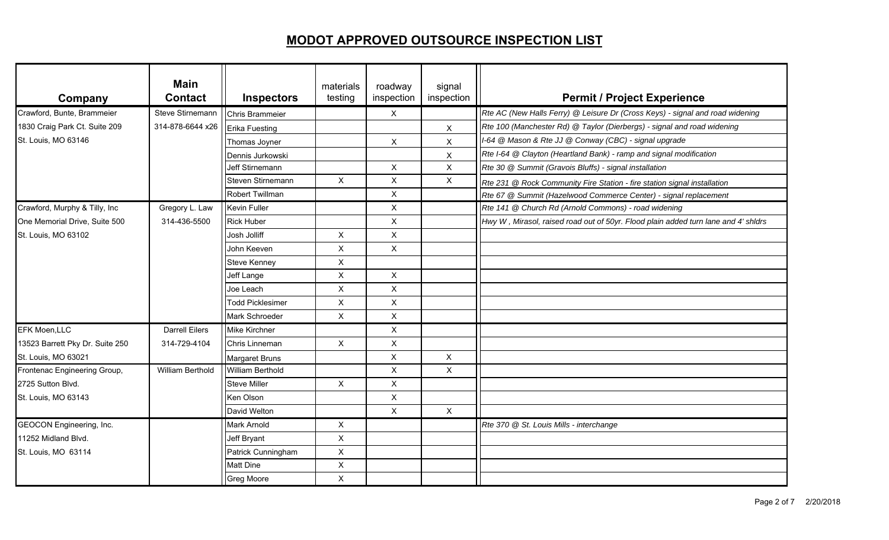# MODOT APPROVED OUTSOURCE INSPECTION LIST

| Company | Main Contact | Inspectors | materials testing | roadway inspection | signal inspection | Permit / Project Experience |
|---|---|---|---|---|---|---|
| Crawford, Bunte, Brammeier | Steve Stirnemann | Chris Brammeier | | X | | *Rte AC (New Halls Ferry) @ Leisure Dr (Cross Keys) - signal and road widening* |
| 1830 Craig Park Ct. Suite 209 | 314-878-6644 x26 | Erika Fuesting | | | X | *Rte 100 (Manchester Rd) @ Taylor (Dierbergs) - signal and road widening* |
| St. Louis, MO 63146 | | Thomas Joyner | | X | X | *I-64 @ Mason & Rte JJ @ Conway (CBC) - signal upgrade* |
| | | Dennis Jurkowski | | | X | *Rte I-64 @ Clayton (Heartland Bank) - ramp and signal modification* |
| | | Jeff Stirnemann | | X | X | *Rte 30 @ Summit (Gravois Bluffs) - signal installation* |
| | | Steven Stirnemann | X | X | X | *Rte 231 @ Rock Community Fire Station - fire station signal installation* |
| | | Robert Twillman | | X | | *Rte 67 @ Summit (Hazelwood Commerce Center) - signal replacement* |
| Crawford, Murphy & Tilly, Inc | Gregory L. Law | Kevin Fuller | | X | | *Rte 141 @ Church Rd (Arnold Commons) - road widening* |
| One Memorial Drive, Suite 500 | 314-436-5500 | Rick Huber | | X | | *Hwy W , Mirasol, raised road out of 50yr. Flood plain added turn lane and 4' shldrs* |
| St. Louis, MO 63102 | | Josh Jolliff | X | X | | |
| | | John Keeven | X | X | | |
| | | Steve Kenney | X | | | |
| | | Jeff Lange | X | X | | |
| | | Joe Leach | X | X | | |
| | | Todd Picklesimer | X | X | | |
| | | Mark Schroeder | X | X | | |
| EFK Moen,LLC | Darrell Eilers | Mike Kirchner | | X | | |
| 13523 Barrett Pky Dr. Suite 250 | 314-729-4104 | Chris Linneman | X | X | | |
| St. Louis, MO 63021 | | Margaret Bruns | | X | X | |
| Frontenac Engineering Group, | William Berthold | William Berthold | | X | X | |
| 2725 Sutton Blvd. | | Steve Miller | X | X | | |
| St. Louis, MO 63143 | | Ken Olson | | X | | |
| | | David Welton | | X | X | |
| GEOCON Engineering, Inc. | | Mark Arnold | X | | | *Rte 370 @ St. Louis Mills - interchange* |
| 11252 Midland Blvd. | | Jeff Bryant | X | | | |
| St. Louis, MO 63114 | | Patrick Cunningham | X | | | |
| | | Matt Dine | X | | | |
| | | Greg Moore | X | | | |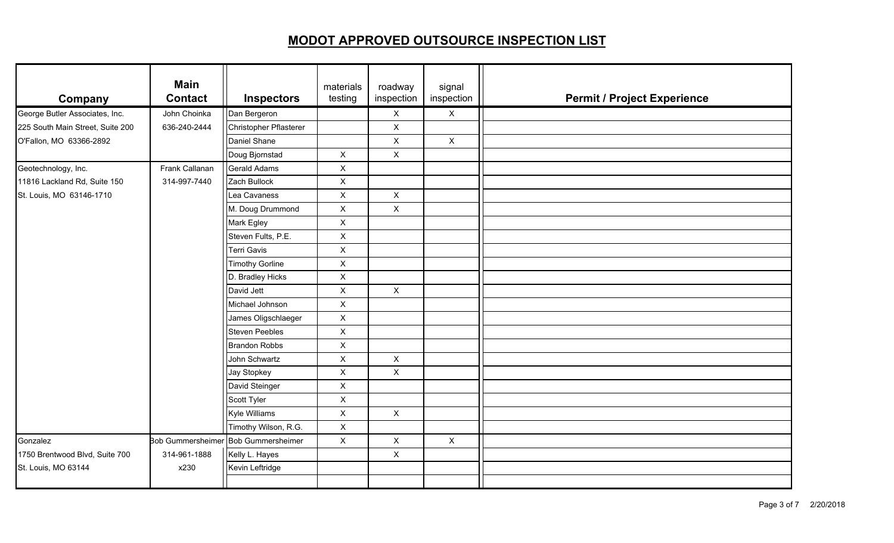## MODOT APPROVED OUTSOURCE INSPECTION LIST

| Company | Main Contact | Inspectors | materials testing | roadway inspection | signal inspection | Permit / Project Experience |
|---|---|---|---|---|---|---|
| George Butler Associates, Inc. | John Choinka | Dan Bergeron | | X | X | |
| 225 South Main Street, Suite 200 | 636-240-2444 | Christopher Pflasterer | | X | | |
| O'Fallon, MO 63366-2892 | | Daniel Shane | | X | X | |
| | | Doug Bjornstad | X | X | | |
| Geotechnology, Inc. | Frank Callanan | Gerald Adams | X | | | |
| 11816 Lackland Rd, Suite 150 | 314-997-7440 | Zach Bullock | X | | | |
| St. Louis, MO 63146-1710 | | Lea Cavaness | X | X | | |
| | | M. Doug Drummond | X | X | | |
| | | Mark Egley | X | | | |
| | | Steven Fults, P.E. | X | | | |
| | | Terri Gavis | X | | | |
| | | Timothy Gorline | X | | | |
| | | D. Bradley Hicks | X | | | |
| | | David Jett | X | X | | |
| | | Michael Johnson | X | | | |
| | | James Oligschlaeger | X | | | |
| | | Steven Peebles | X | | | |
| | | Brandon Robbs | X | | | |
| | | John Schwartz | X | X | | |
| | | Jay Stopkey | X | X | | |
| | | David Steinger | X | | | |
| | | Scott Tyler | X | | | |
| | | Kyle Williams | X | X | | |
| | | Timothy Wilson, R.G. | X | | | |
| Gonzalez | Bob Gummersheimer | Bob Gummersheimer | X | X | X | |
| 1750 Brentwood Blvd, Suite 700 | 314-961-1888 | Kelly L. Hayes | | X | | |
| St. Louis, MO 63144 | x230 | Kevin Leftridge | | | | |
| | | | | | | |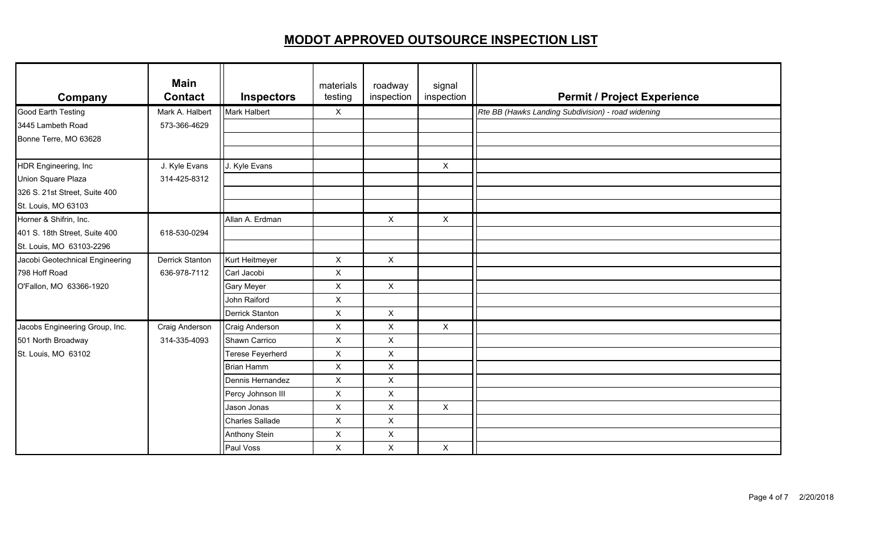# MODOT APPROVED OUTSOURCE INSPECTION LIST

| Company | Main Contact | Inspectors | materials testing | roadway inspection | signal inspection | Permit / Project Experience |
|---|---|---|---|---|---|---|
| Good Earth Testing | Mark A. Halbert | Mark Halbert | X | | | *Rte BB (Hawks Landing Subdivision) - road widening* |
| 3445 Lambeth Road | 573-366-4629 | | | | | |
| Bonne Terre, MO 63628 | | | | | | |
| | | | | | | |
| HDR Engineering, Inc | J. Kyle Evans | J. Kyle Evans | | | X | |
| Union Square Plaza | 314-425-8312 | | | | | |
| 326 S. 21st Street, Suite 400 | | | | | | |
| St. Louis, MO 63103 | | | | | | |
| Horner & Shifrin, Inc. | | Allan A. Erdman | | X | X | |
| 401 S. 18th Street, Suite 400 | 618-530-0294 | | | | | |
| St. Louis, MO 63103-2296 | | | | | | |
| Jacobi Geotechnical Engineering | Derrick Stanton | Kurt Heitmeyer | X | X | | |
| 798 Hoff Road | 636-978-7112 | Carl Jacobi | X | | | |
| O'Fallon, MO 63366-1920 | | Gary Meyer | X | X | | |
| | | John Raiford | X | | | |
| | | Derrick Stanton | X | X | | |
| Jacobs Engineering Group, Inc. | Craig Anderson | Craig Anderson | X | X | X | |
| 501 North Broadway | 314-335-4093 | Shawn Carrico | X | X | | |
| St. Louis, MO 63102 | | Terese Feyerherd | X | X | | |
| | | Brian Hamm | X | X | | |
| | | Dennis Hernandez | X | X | | |
| | | Percy Johnson III | X | X | | |
| | | Jason Jonas | X | X | X | |
| | | Charles Sallade | X | X | | |
| | | Anthony Stein | X | X | | |
| | | Paul Voss | X | X | X | |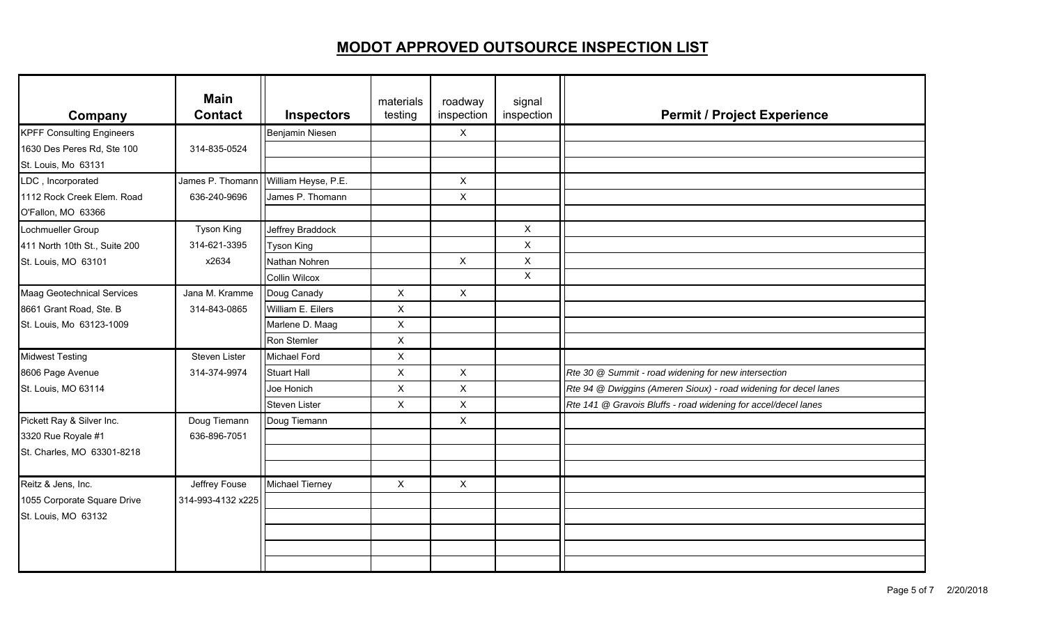## MODOT APPROVED OUTSOURCE INSPECTION LIST

| Company | Main Contact | Inspectors | materials testing | roadway inspection | signal inspection | Permit / Project Experience |
|---|---|---|---|---|---|---|
| KPFF Consulting Engineers | | Benjamin Niesen | | X | | |
| 1630 Des Peres Rd, Ste 100 | 314-835-0524 | | | | | |
| St. Louis, Mo 63131 | | | | | | |
| LDC , Incorporated | James P. Thomann | William Heyse, P.E. | | X | | |
| 1112 Rock Creek Elem. Road | 636-240-9696 | James P. Thomann | | X | | |
| O'Fallon, MO 63366 | | | | | | |
| Lochmueller Group | Tyson King | Jeffrey Braddock | | | X | |
| 411 North 10th St., Suite 200 | 314-621-3395 | Tyson King | | | X | |
| St. Louis, MO 63101 | x2634 | Nathan Nohren | | X | X | |
| | | Collin Wilcox | | | X | |
| Maag Geotechnical Services | Jana M. Kramme | Doug Canady | X | X | | |
| 8661 Grant Road, Ste. B | 314-843-0865 | William E. Eilers | X | | | |
| St. Louis, Mo 63123-1009 | | Marlene D. Maag | X | | | |
| | | Ron Stemler | X | | | |
| Midwest Testing | Steven Lister | Michael Ford | X | | | |
| 8606 Page Avenue | 314-374-9974 | Stuart Hall | X | X | | *Rte 30 @ Summit - road widening for new intersection* |
| St. Louis, MO 63114 | | Joe Honich | X | X | | *Rte 94 @ Dwiggins (Ameren Sioux) - road widening for decel lanes* |
| | | Steven Lister | X | X | | *Rte 141 @ Gravois Bluffs - road widening for accel/decel lanes* |
| Pickett Ray & Silver Inc. | Doug Tiemann | Doug Tiemann | | X | | |
| 3320 Rue Royale #1 | 636-896-7051 | | | | | |
| St. Charles, MO 63301-8218 | | | | | | |
| | | | | | | |
| Reitz & Jens, Inc. | Jeffrey Fouse | Michael Tierney | X | X | | |
| 1055 Corporate Square Drive | 314-993-4132 x225 | | | | | |
| St. Louis, MO 63132 | | | | | | |
| | | | | | | |
| | | | | | | |
| | | | | | | |

2/20/2018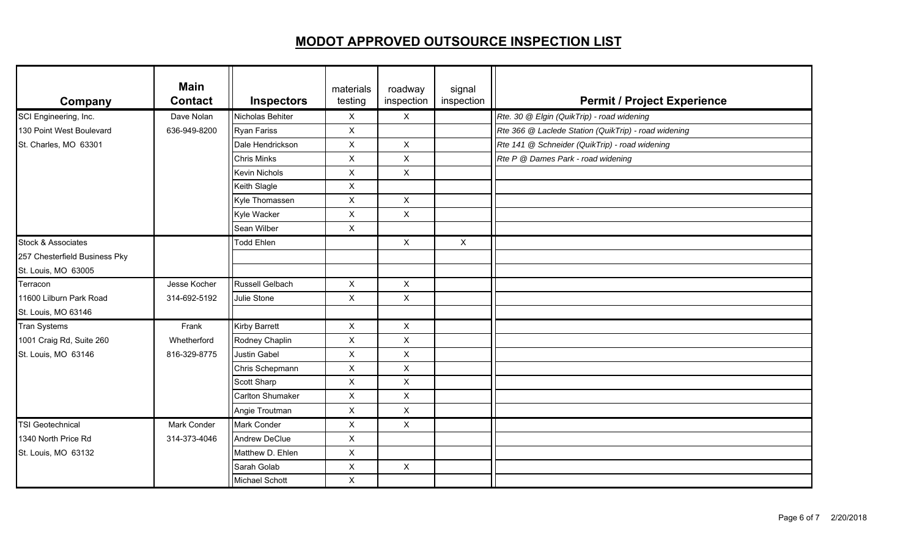## MODOT APPROVED OUTSOURCE INSPECTION LIST

| Company | Main Contact | Inspectors | materials testing | roadway inspection | signal inspection | Permit / Project Experience |
|---|---|---|---|---|---|---|
| SCI Engineering, Inc. | Dave Nolan | Nicholas Behiter | X | X | | *Rte. 30 @ Elgin (QuikTrip) - road widening* |
| 130 Point West Boulevard | 636-949-8200 | Ryan Fariss | X | | | *Rte 366 @ Laclede Station (QuikTrip) - road widening* |
| St. Charles, MO 63301 | | Dale Hendrickson | X | X | | *Rte 141 @ Schneider (QuikTrip) - road widening* |
| | | Chris Minks | X | X | | *Rte P @ Dames Park - road widening* |
| | | Kevin Nichols | X | X | | |
| | | Keith Slagle | X | | | |
| | | Kyle Thomassen | X | X | | |
| | | Kyle Wacker | X | X | | |
| | | Sean Wilber | X | | | |
| Stock & Associates | | Todd Ehlen | | X | X | |
| 257 Chesterfield Business Pky | | | | | | |
| St. Louis, MO 63005 | | | | | | |
| Terracon | Jesse Kocher | Russell Gelbach | X | X | | |
| 11600 Lilburn Park Road | 314-692-5192 | Julie Stone | X | X | | |
| St. Louis, MO 63146 | | | | | | |
| Tran Systems | Frank | Kirby Barrett | X | X | | |
| 1001 Craig Rd, Suite 260 | Whetherford | Rodney Chaplin | X | X | | |
| St. Louis, MO 63146 | 816-329-8775 | Justin Gabel | X | X | | |
| | | Chris Schepmann | X | X | | |
| | | Scott Sharp | X | X | | |
| | | Carlton Shumaker | X | X | | |
| | | Angie Troutman | X | X | | |
| TSI Geotechnical | Mark Conder | Mark Conder | X | X | | |
| 1340 North Price Rd | 314-373-4046 | Andrew DeClue | X | | | |
| St. Louis, MO 63132 | | Matthew D. Ehlen | X | | | |
| | | Sarah Golab | X | X | | |
| | | Michael Schott | X | | | |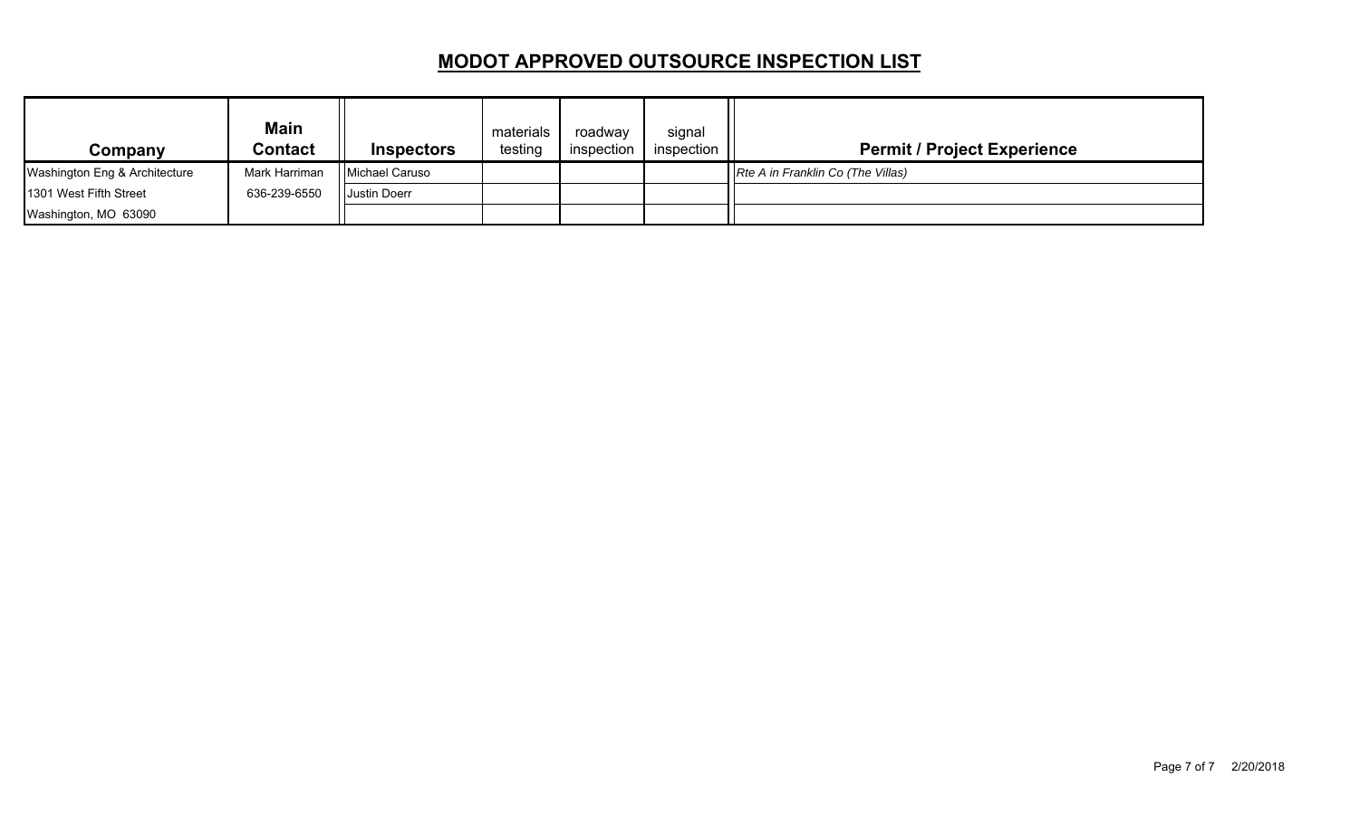## **MODOT APPROVED OUTSOURCE INSPECTION LIST**

| Company | Main Contact | Inspectors | materials testing | roadway inspection | signal inspection | Permit / Project Experience |
|---|---|---|---|---|---|---|
| Washington Eng & Architecture | Mark Harriman | Michael Caruso | | | | *Rte A in Franklin Co (The Villas)* |
| 1301 West Fifth Street | 636-239-6550 | Justin Doerr | | | | |
| Washington, MO 63090 | | | | | | |